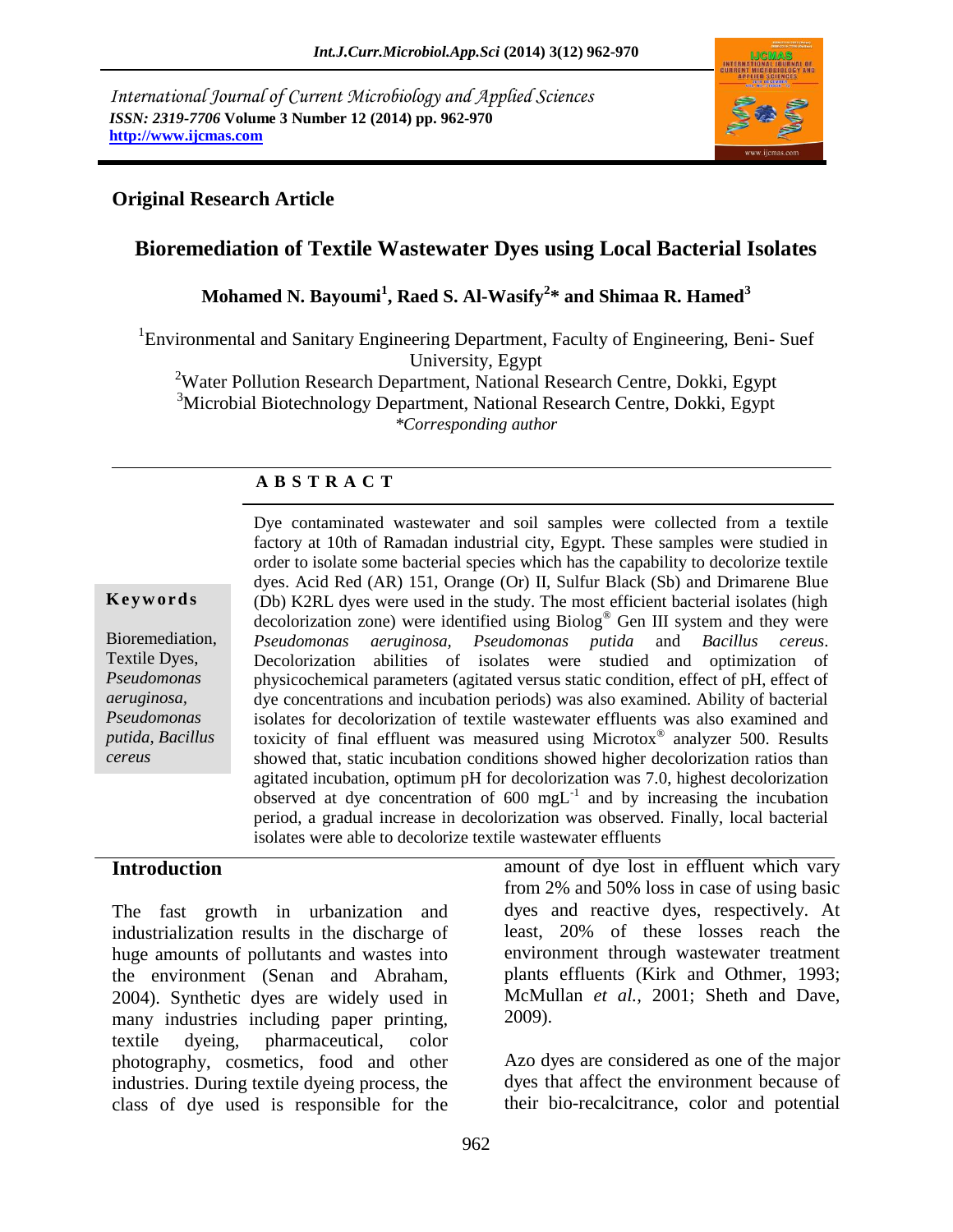International Journal of Current Microbiology and Applied Sciences
*ISSN: 2319-7706* **Volume 3 Number 12 (2014) pp. 962-970**
**http://www.ijcmas.com**

**Original Research Article**

# Bioremediation of Textile Wastewater Dyes using Local Bacterial Isolates

**Mohamed N. Bayoumi[1], Raed S. Al-Wasify[2]* and Shimaa R. Hamed[3]**

[1]Environmental and Sanitary Engineering Department, Faculty of Engineering, Beni- Suef University, Egypt
[2]Water Pollution Research Department, National Research Centre, Dokki, Egypt
[3]Microbial Biotechnology Department, National Research Centre, Dokki, Egypt
*\*Corresponding author*

## ABSTRACT

**Keywords**

Bioremediation, Textile Dyes, *Pseudomonas aeruginosa*, *Pseudomonas putida*, *Bacillus cereus*

Dye contaminated wastewater and soil samples were collected from a textile factory at 10th of Ramadan industrial city, Egypt. These samples were studied in order to isolate some bacterial species which has the capability to decolorize textile dyes. Acid Red (AR) 151, Orange (Or) II, Sulfur Black (Sb) and Drimarene Blue (Db) K2RL dyes were used in the study. The most efficient bacterial isolates (high decolorization zone) were identified using Biolog® Gen III system and they were *Pseudomonas aeruginosa*, *Pseudomonas putida* and *Bacillus cereus*. Decolorization abilities of isolates were studied and optimization of physicochemical parameters (agitated versus static condition, effect of pH, effect of dye concentrations and incubation periods) was also examined. Ability of bacterial isolates for decolorization of textile wastewater effluents was also examined and toxicity of final effluent was measured using Microtox® analyzer 500. Results showed that, static incubation conditions showed higher decolorization ratios than agitated incubation, optimum pH for decolorization was 7.0, highest decolorization observed at dye concentration of 600 $mgL^{-1}$ and by increasing the incubation period, a gradual increase in decolorization was observed. Finally, local bacterial isolates were able to decolorize textile wastewater effluents

## Introduction

The fast growth in urbanization and industrialization results in the discharge of huge amounts of pollutants and wastes into the environment (Senan and Abraham, 2004). Synthetic dyes are widely used in many industries including paper printing, textile dyeing, pharmaceutical, color photography, cosmetics, food and other industries. During textile dyeing process, the class of dye used is responsible for the amount of dye lost in effluent which vary from 2% and 50% loss in case of using basic dyes and reactive dyes, respectively. At least, 20% of these losses reach the environment through wastewater treatment plants effluents (Kirk and Othmer, 1993; McMullan *et al.,* 2001; Sheth and Dave, 2009).

Azo dyes are considered as one of the major dyes that affect the environment because of their bio-recalcitrance, color and potential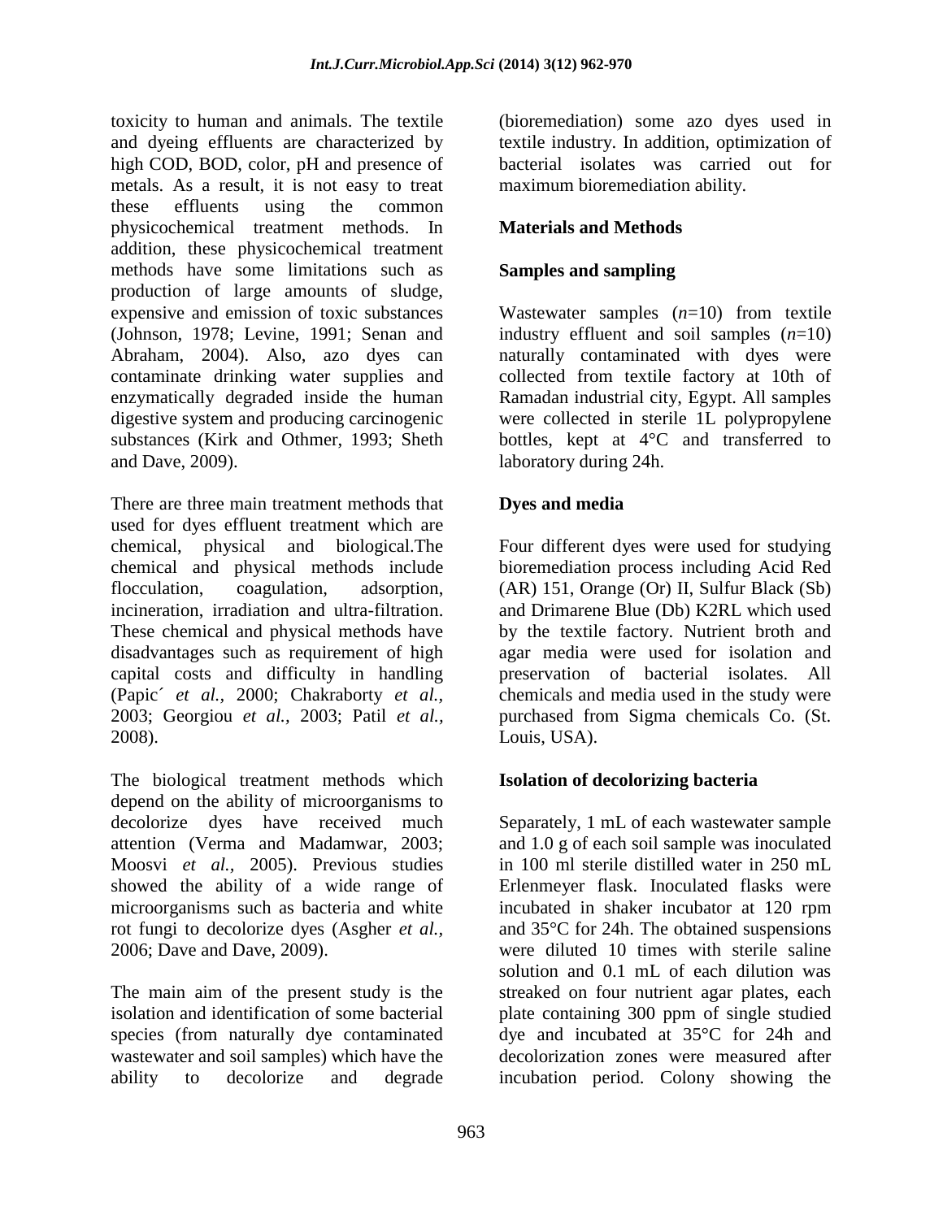toxicity to human and animals. The textile and dyeing effluents are characterized by high COD, BOD, color, pH and presence of metals. As a result, it is not easy to treat these effluents using the common physicochemical treatment methods. In addition, these physicochemical treatment methods have some limitations such as production of large amounts of sludge, expensive and emission of toxic substances (Johnson, 1978; Levine, 1991; Senan and Abraham, 2004). Also, azo dyes can contaminate drinking water supplies and enzymatically degraded inside the human digestive system and producing carcinogenic substances (Kirk and Othmer, 1993; Sheth and Dave, 2009).

There are three main treatment methods that used for dyes effluent treatment which are chemical, physical and biological.The chemical and physical methods include flocculation, coagulation, adsorption, incineration, irradiation and ultra-filtration. These chemical and physical methods have disadvantages such as requirement of high capital costs and difficulty in handling (Papic´ *et al.*, 2000; Chakraborty *et al.*, 2003; Georgiou *et al.*, 2003; Patil *et al.*, 2008).

The biological treatment methods which depend on the ability of microorganisms to decolorize dyes have received much attention (Verma and Madamwar, 2003; Moosvi *et al.*, 2005). Previous studies showed the ability of a wide range of microorganisms such as bacteria and white rot fungi to decolorize dyes (Asgher *et al.*, 2006; Dave and Dave, 2009).

The main aim of the present study is the isolation and identification of some bacterial species (from naturally dye contaminated wastewater and soil samples) which have the ability to decolorize and degrade (bioremediation) some azo dyes used in textile industry. In addition, optimization of bacterial isolates was carried out for maximum bioremediation ability.

## Materials and Methods

### Samples and sampling

Wastewater samples (*n*=10) from textile industry effluent and soil samples (*n*=10) naturally contaminated with dyes were collected from textile factory at 10th of Ramadan industrial city, Egypt. All samples were collected in sterile 1L polypropylene bottles, kept at 4°C and transferred to laboratory during 24h.

### Dyes and media

Four different dyes were used for studying bioremediation process including Acid Red (AR) 151, Orange (Or) II, Sulfur Black (Sb) and Drimarene Blue (Db) K2RL which used by the textile factory. Nutrient broth and agar media were used for isolation and preservation of bacterial isolates. All chemicals and media used in the study were purchased from Sigma chemicals Co. (St. Louis, USA).

### Isolation of decolorizing bacteria

Separately, 1 mL of each wastewater sample and 1.0 g of each soil sample was inoculated in 100 ml sterile distilled water in 250 mL Erlenmeyer flask. Inoculated flasks were incubated in shaker incubator at 120 rpm and 35°C for 24h. The obtained suspensions were diluted 10 times with sterile saline solution and 0.1 mL of each dilution was streaked on four nutrient agar plates, each plate containing 300 ppm of single studied dye and incubated at 35°C for 24h and decolorization zones were measured after incubation period. Colony showing the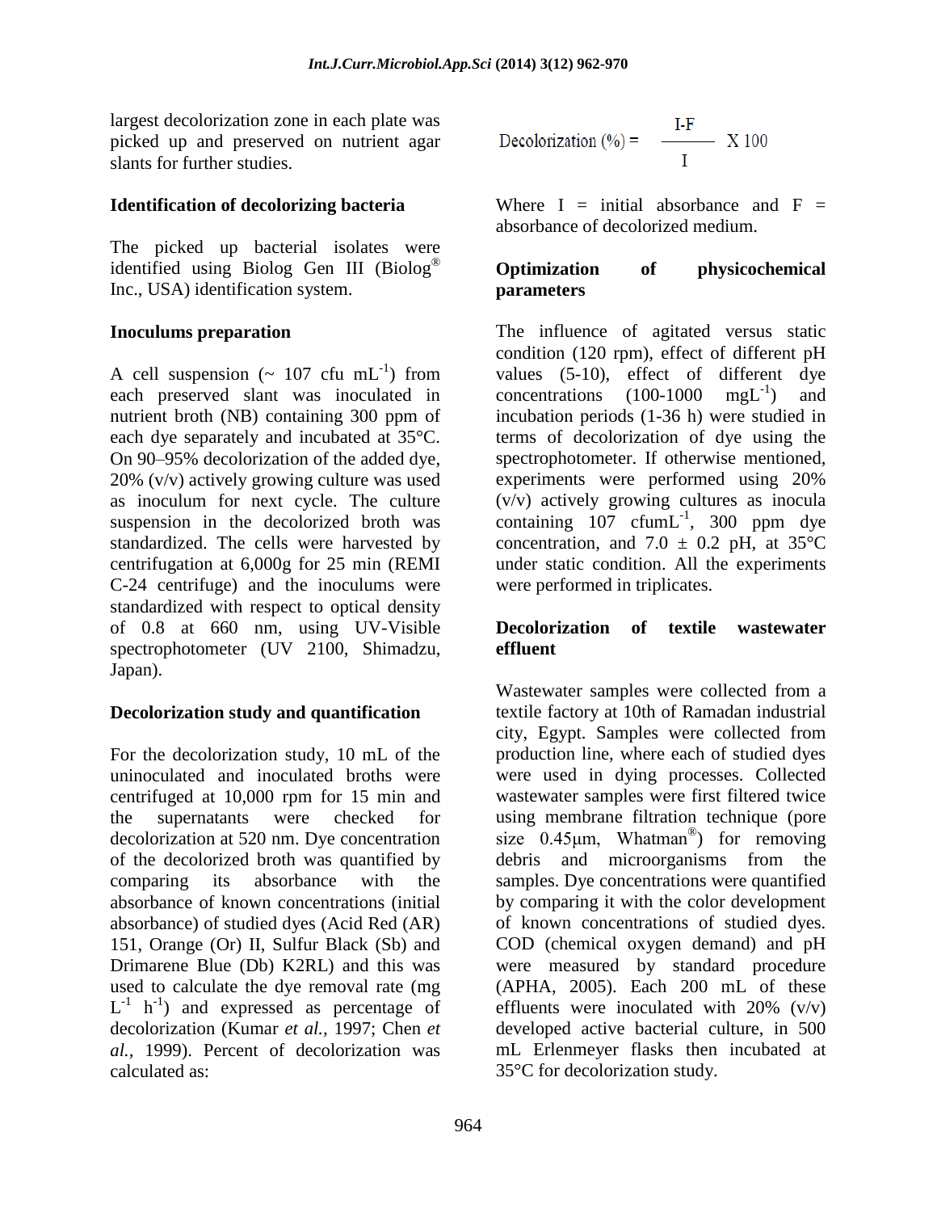largest decolorization zone in each plate was picked up and preserved on nutrient agar slants for further studies.

### Identification of decolorizing bacteria

The picked up bacterial isolates were identified using Biolog Gen III (Biolog® Inc., USA) identification system.

### Inoculums preparation

A cell suspension (~ 107 cfu $mL^{-1}$) from each preserved slant was inoculated in nutrient broth (NB) containing 300 ppm of each dye separately and incubated at 35°C. On 90–95% decolorization of the added dye, 20% (v/v) actively growing culture was used as inoculum for next cycle. The culture suspension in the decolorized broth was standardized. The cells were harvested by centrifugation at 6,000g for 25 min (REMI C-24 centrifuge) and the inoculums were standardized with respect to optical density of 0.8 at 660 nm, using UV-Visible spectrophotometer (UV 2100, Shimadzu, Japan).

### Decolorization study and quantification

For the decolorization study, 10 mL of the uninoculated and inoculated broths were centrifuged at 10,000 rpm for 15 min and the supernatants were checked for decolorization at 520 nm. Dye concentration of the decolorized broth was quantified by comparing its absorbance with the absorbance of known concentrations (initial absorbance) of studied dyes (Acid Red (AR) 151, Orange (Or) II, Sulfur Black (Sb) and Drimarene Blue (Db) K2RL) and this was used to calculate the dye removal rate (mg $L^{-1}$ $h^{-1}$) and expressed as percentage of decolorization (Kumar *et al.,* 1997; Chen *et al.,* 1999). Percent of decolorization was calculated as:

$$\text{Decolorization (\%)} = \frac{I-F}{I} \times 100$$

Where I = initial absorbance and F = absorbance of decolorized medium.

### Optimization of physicochemical parameters

The influence of agitated versus static condition (120 rpm), effect of different pH values (5-10), effect of different dye concentrations (100-1000 $mgL^{-1}$) and incubation periods (1-36 h) were studied in terms of decolorization of dye using the spectrophotometer. If otherwise mentioned, experiments were performed using 20% (v/v) actively growing cultures as inocula containing 107 $cfumL^{-1}$, 300 ppm dye concentration, and 7.0 ± 0.2 pH, at 35°C under static condition. All the experiments were performed in triplicates.

### Decolorization of textile wastewater effluent

Wastewater samples were collected from a textile factory at 10th of Ramadan industrial city, Egypt. Samples were collected from production line, where each of studied dyes were used in dying processes. Collected wastewater samples were first filtered twice using membrane filtration technique (pore size 0.45μm, Whatman®) for removing debris and microorganisms from the samples. Dye concentrations were quantified by comparing it with the color development of known concentrations of studied dyes. COD (chemical oxygen demand) and pH were measured by standard procedure (APHA, 2005). Each 200 mL of these effluents were inoculated with 20% (v/v) developed active bacterial culture, in 500 mL Erlenmeyer flasks then incubated at 35°C for decolorization study.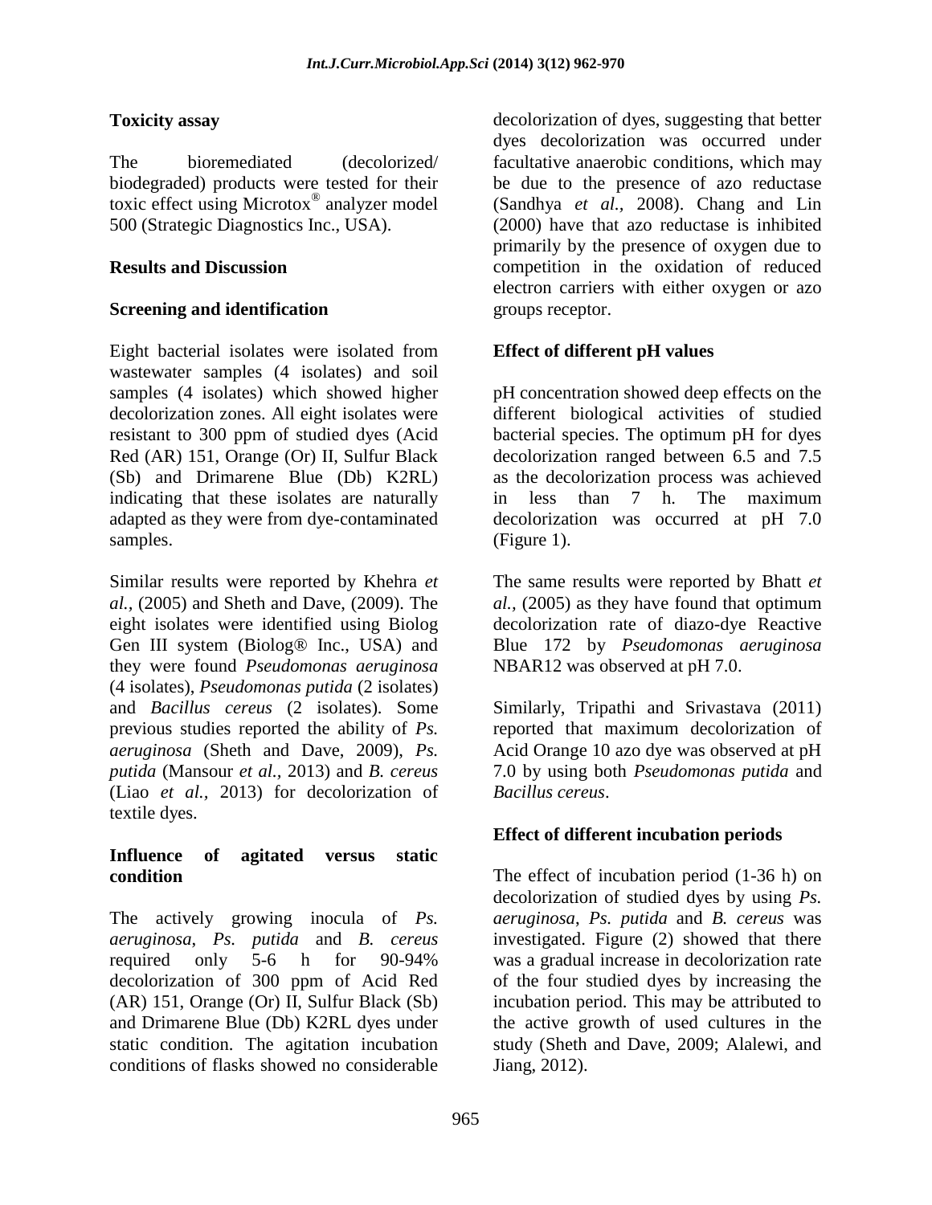### Toxicity assay

The bioremediated (decolorized/ biodegraded) products were tested for their toxic effect using Microtox® analyzer model 500 (Strategic Diagnostics Inc., USA).

## Results and Discussion

### Screening and identification

Eight bacterial isolates were isolated from wastewater samples (4 isolates) and soil samples (4 isolates) which showed higher decolorization zones. All eight isolates were resistant to 300 ppm of studied dyes (Acid Red (AR) 151, Orange (Or) II, Sulfur Black (Sb) and Drimarene Blue (Db) K2RL) indicating that these isolates are naturally adapted as they were from dye-contaminated samples.

Similar results were reported by Khehra *et al.*, (2005) and Sheth and Dave, (2009). The eight isolates were identified using Biolog Gen III system (Biolog® Inc., USA) and they were found *Pseudomonas aeruginosa* (4 isolates), *Pseudomonas putida* (2 isolates) and *Bacillus cereus* (2 isolates). Some previous studies reported the ability of *Ps. aeruginosa* (Sheth and Dave, 2009), *Ps. putida* (Mansour *et al.*, 2013) and *B. cereus* (Liao *et al.*, 2013) for decolorization of textile dyes.

### Influence of agitated versus static condition

The actively growing inocula of *Ps. aeruginosa*, *Ps. putida* and *B. cereus* required only 5-6 h for 90-94% decolorization of 300 ppm of Acid Red (AR) 151, Orange (Or) II, Sulfur Black (Sb) and Drimarene Blue (Db) K2RL dyes under static condition. The agitation incubation conditions of flasks showed no considerable decolorization of dyes, suggesting that better dyes decolorization was occurred under facultative anaerobic conditions, which may be due to the presence of azo reductase (Sandhya *et al.,* 2008). Chang and Lin (2000) have that azo reductase is inhibited primarily by the presence of oxygen due to competition in the oxidation of reduced electron carriers with either oxygen or azo groups receptor.

### Effect of different pH values

pH concentration showed deep effects on the different biological activities of studied bacterial species. The optimum pH for dyes decolorization ranged between 6.5 and 7.5 as the decolorization process was achieved in less than 7 h. The maximum decolorization was occurred at pH 7.0 (Figure 1).

The same results were reported by Bhatt *et al.*, (2005) as they have found that optimum decolorization rate of diazo-dye Reactive Blue 172 by *Pseudomonas aeruginosa* NBAR12 was observed at pH 7.0.

Similarly, Tripathi and Srivastava (2011) reported that maximum decolorization of Acid Orange 10 azo dye was observed at pH 7.0 by using both *Pseudomonas putida* and *Bacillus cereus*.

### Effect of different incubation periods

The effect of incubation period (1-36 h) on decolorization of studied dyes by using *Ps. aeruginosa*, *Ps. putida* and *B. cereus* was investigated. Figure (2) showed that there was a gradual increase in decolorization rate of the four studied dyes by increasing the incubation period. This may be attributed to the active growth of used cultures in the study (Sheth and Dave, 2009; Alalewi, and Jiang, 2012).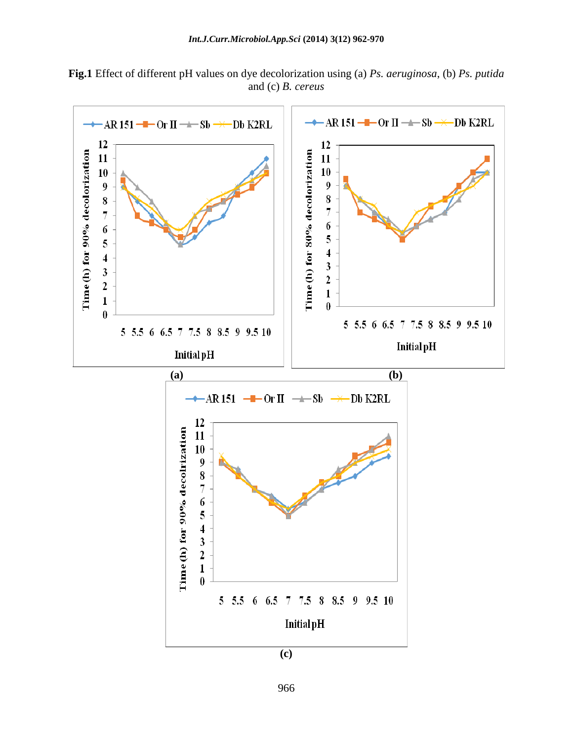**Fig.1** Effect of different pH values on dye decolorization using (a) *Ps. aeruginosa*, (b) *Ps. putida* and (c) *B. cereus*

(a)

(b)

(c)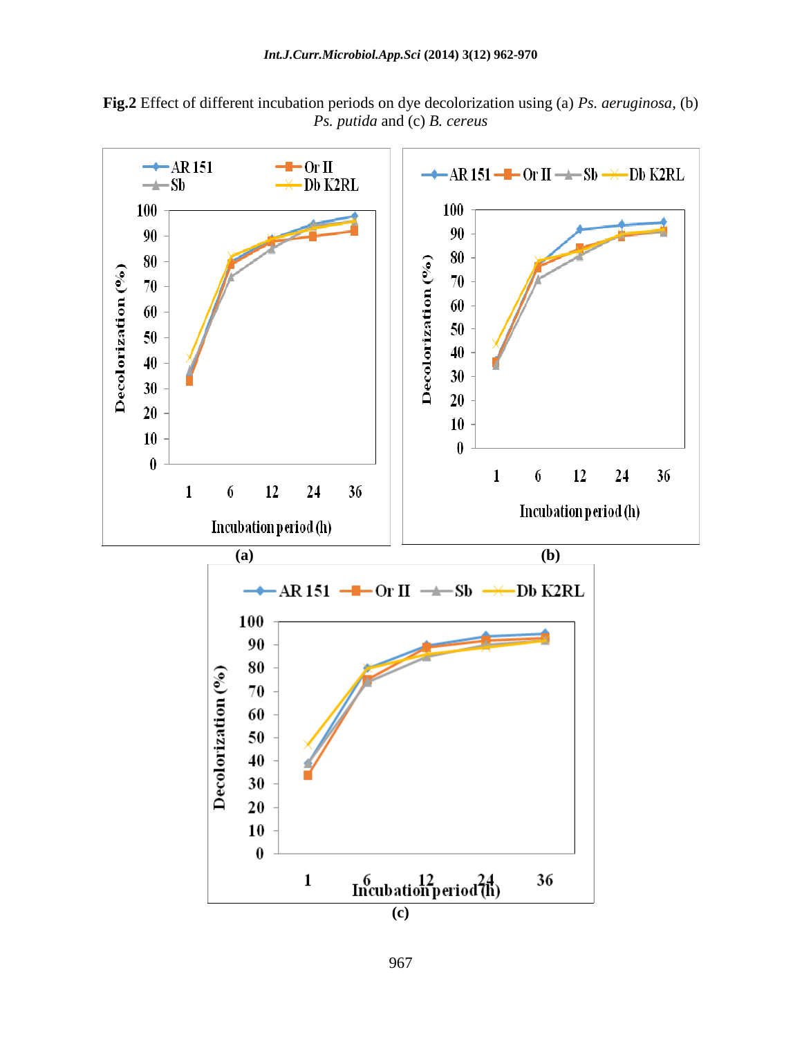**Fig.2** Effect of different incubation periods on dye decolorization using (a) *Ps. aeruginosa*, (b) *Ps. putida* and (c) *B. cereus*

(a)

(b)

(c)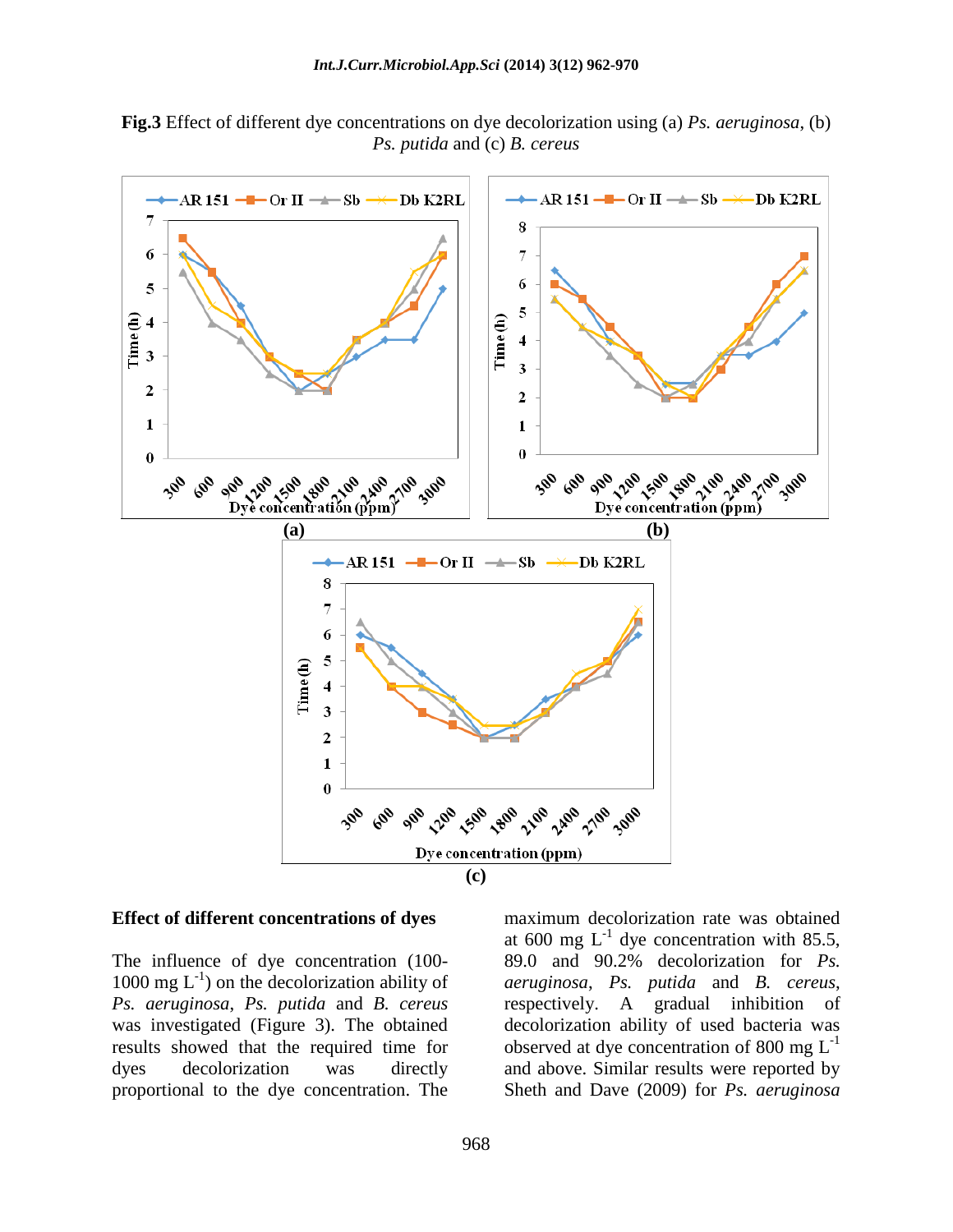**Fig.3** Effect of different dye concentrations on dye decolorization using (a) *Ps. aeruginosa*, (b) *Ps. putida* and (c) *B. cereus*

### Effect of different concentrations of dyes

The influence of dye concentration (100-1000 mg $L^{-1}$) on the decolorization ability of *Ps. aeruginosa*, *Ps. putida* and *B. cereus* was investigated (Figure 3). The obtained results showed that the required time for dyes decolorization was directly proportional to the dye concentration. The maximum decolorization rate was obtained at 600 mg $L^{-1}$ dye concentration with 85.5, 89.0 and 90.2% decolorization for *Ps. aeruginosa*, *Ps. putida* and *B. cereus*, respectively. A gradual inhibition of decolorization ability of used bacteria was observed at dye concentration of 800 mg $L^{-1}$ and above. Similar results were reported by Sheth and Dave (2009) for *Ps. aeruginosa*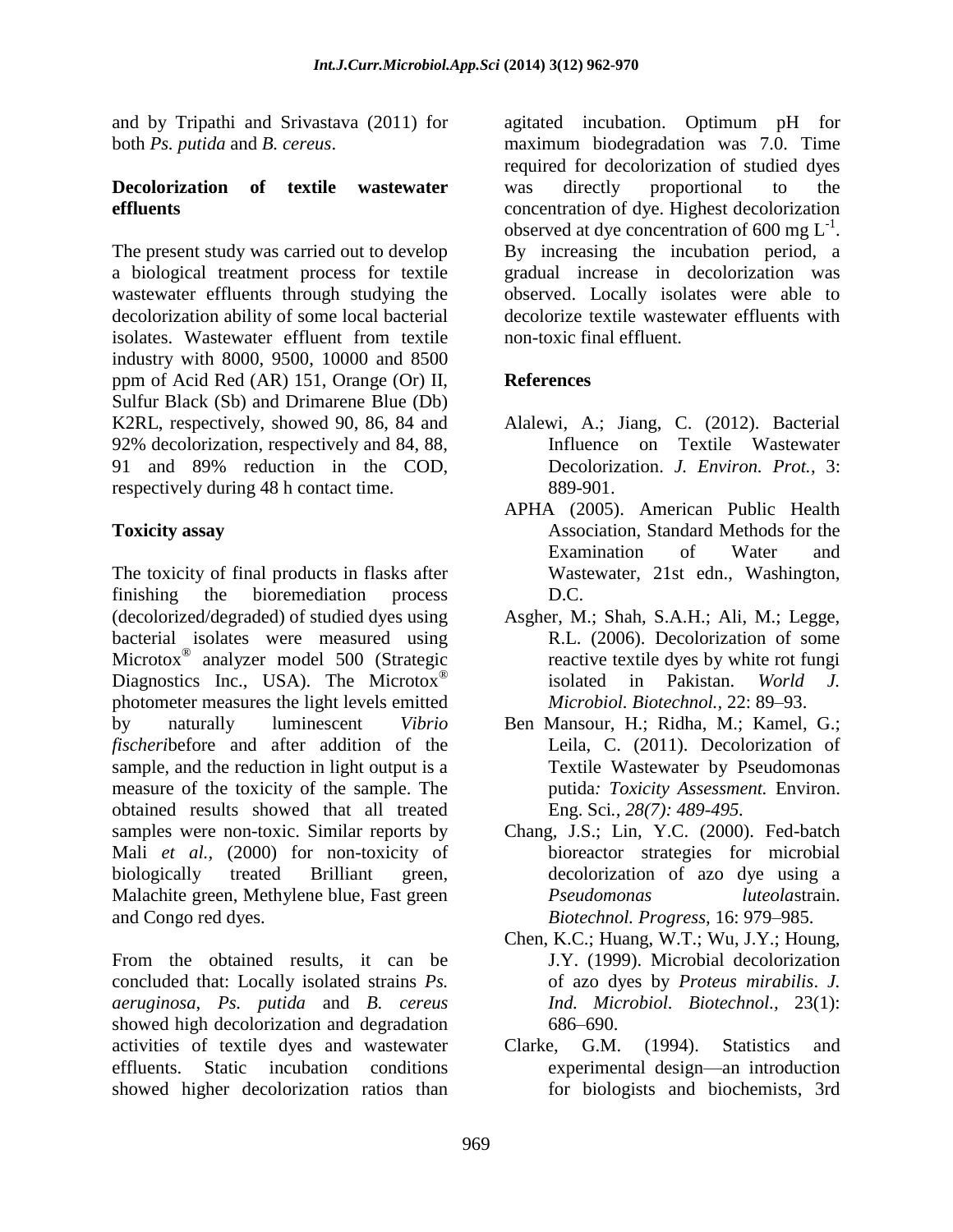and by Tripathi and Srivastava (2011) for both *Ps. putida* and *B. cereus*.

**Decolorization of textile wastewater effluents**

The present study was carried out to develop a biological treatment process for textile wastewater effluents through studying the decolorization ability of some local bacterial isolates. Wastewater effluent from textile industry with 8000, 9500, 10000 and 8500 ppm of Acid Red (AR) 151, Orange (Or) II, Sulfur Black (Sb) and Drimarene Blue (Db) K2RL, respectively, showed 90, 86, 84 and 92% decolorization, respectively and 84, 88, 91 and 89% reduction in the COD, respectively during 48 h contact time.

**Toxicity assay**

The toxicity of final products in flasks after finishing the bioremediation process (decolorized/degraded) of studied dyes using bacterial isolates were measured using Microtox® analyzer model 500 (Strategic Diagnostics Inc., USA). The Microtox® photometer measures the light levels emitted by naturally luminescent *Vibrio fischeri*before and after addition of the sample, and the reduction in light output is a measure of the toxicity of the sample. The obtained results showed that all treated samples were non-toxic. Similar reports by Mali *et al.*, (2000) for non-toxicity of biologically treated Brilliant green, Malachite green, Methylene blue, Fast green and Congo red dyes.

From the obtained results, it can be concluded that: Locally isolated strains *Ps. aeruginosa*, *Ps. putida* and *B. cereus* showed high decolorization and degradation activities of textile dyes and wastewater effluents. Static incubation conditions showed higher decolorization ratios than agitated incubation. Optimum pH for maximum biodegradation was 7.0. Time required for decolorization of studied dyes was directly proportional to the concentration of dye. Highest decolorization observed at dye concentration of 600 mg $L^{-1}$. By increasing the incubation period, a gradual increase in decolorization was observed. Locally isolates were able to decolorize textile wastewater effluents with non-toxic final effluent.

**References**

- Alalewi, A.; Jiang, C. (2012). Bacterial Influence on Textile Wastewater Decolorization. *J. Environ. Prot.*, 3: 889-901.
- APHA (2005). American Public Health Association, Standard Methods for the Examination of Water and Wastewater, 21st edn., Washington, D.C.
- Asgher, M.; Shah, S.A.H.; Ali, M.; Legge, R.L. (2006). Decolorization of some reactive textile dyes by white rot fungi isolated in Pakistan. *World J. Microbiol. Biotechnol.,* 22: 89–93.
- Ben Mansour, H.; Ridha, M.; Kamel, G.; Leila, C. (2011). Decolorization of Textile Wastewater by Pseudomonas putida*: Toxicity Assessment.* Environ. Eng. Sci*., 28(7): 489-495.*
- Chang, J.S.; Lin, Y.C. (2000). Fed-batch bioreactor strategies for microbial decolorization of azo dye using a *Pseudomonas luteola*strain. *Biotechnol. Progress,* 16: 979–985.
- Chen, K.C.; Huang, W.T.; Wu, J.Y.; Houng, J.Y. (1999). Microbial decolorization of azo dyes by *Proteus mirabilis*. *J. Ind. Microbiol. Biotechnol.,* 23(1): 686–690.
- Clarke, G.M. (1994). Statistics and experimental design—an introduction for biologists and biochemists, 3rd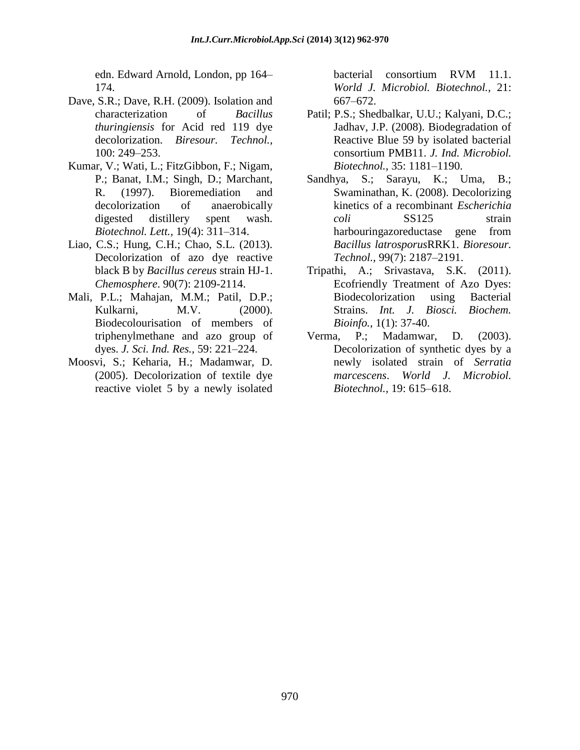edn. Edward Arnold, London, pp 164–174.

Dave, S.R.; Dave, R.H. (2009). Isolation and characterization of *Bacillus thuringiensis* for Acid red 119 dye decolorization. *Biresour. Technol.*, 100: 249–253.

Kumar, V.; Wati, L.; FitzGibbon, F.; Nigam, P.; Banat, I.M.; Singh, D.; Marchant, R. (1997). Bioremediation and decolorization of anaerobically digested distillery spent wash. *Biotechnol. Lett.*, 19(4): 311–314.

Liao, C.S.; Hung, C.H.; Chao, S.L. (2013). Decolorization of azo dye reactive black B by *Bacillus cereus* strain HJ-1. *Chemosphere*. 90(7): 2109-2114.

Mali, P.L.; Mahajan, M.M.; Patil, D.P.; Kulkarni, M.V. (2000). Biodecolourisation of members of triphenylmethane and azo group of dyes. *J. Sci. Ind. Res.*, 59: 221–224.

Moosvi, S.; Keharia, H.; Madamwar, D. (2005). Decolorization of textile dye reactive violet 5 by a newly isolated bacterial consortium RVM 11.1. *World J. Microbiol. Biotechnol.*, 21: 667–672.

Patil; P.S.; Shedbalkar, U.U.; Kalyani, D.C.; Jadhav, J.P. (2008). Biodegradation of Reactive Blue 59 by isolated bacterial consortium PMB11. *J. Ind. Microbiol. Biotechnol.*, 35: 1181–1190.

Sandhya, S.; Sarayu, K.; Uma, B.; Swaminathan, K. (2008). Decolorizing kinetics of a recombinant *Escherichia coli* SS125 strain harbouringazoreductase gene from *Bacillus latrosporus*RRK1. *Bioresour. Technol.,* 99(7): 2187–2191.

Tripathi, A.; Srivastava, S.K. (2011). Ecofriendly Treatment of Azo Dyes: Biodecolorization using Bacterial Strains. *Int. J. Biosci. Biochem. Bioinfo.*, 1(1): 37-40.

Verma, P.; Madamwar, D. (2003). Decolorization of synthetic dyes by a newly isolated strain of *Serratia marcescens*. *World J. Microbiol. Biotechnol.*, 19: 615–618.